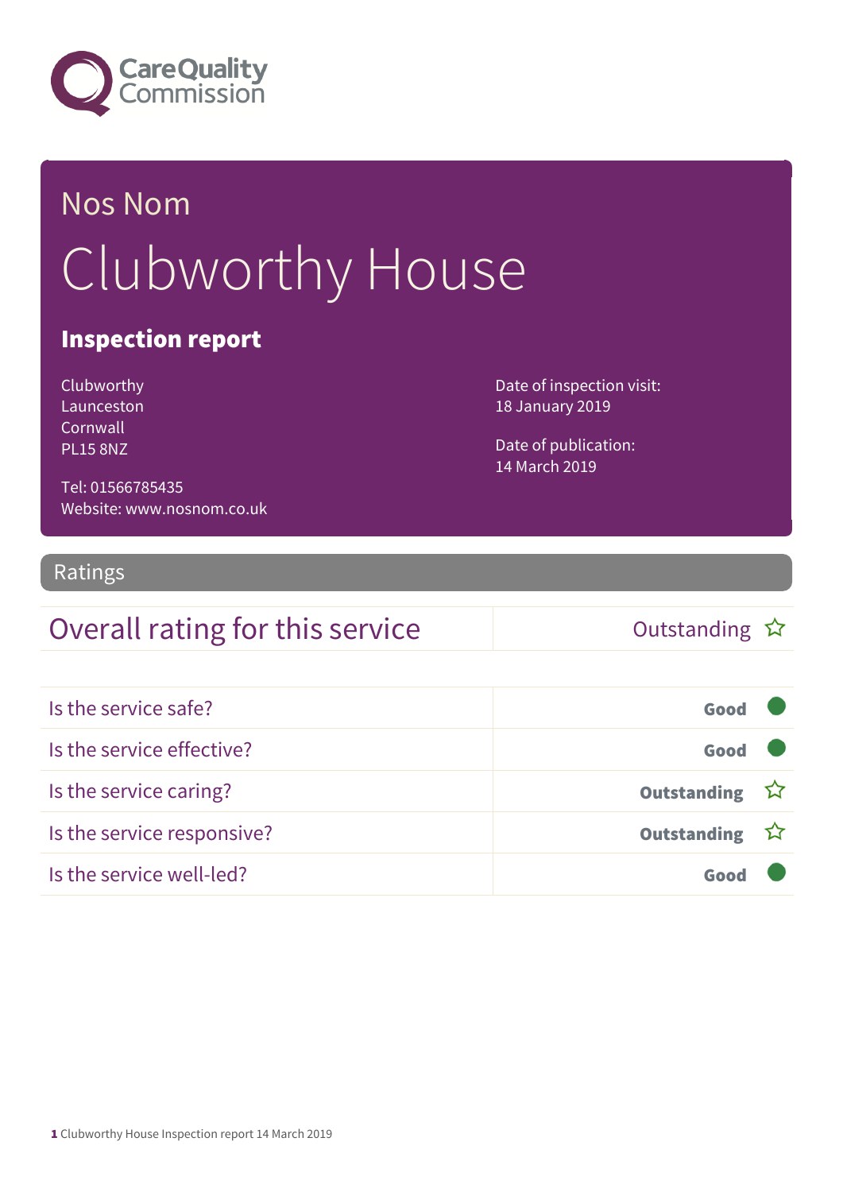# Nos Nom

# Clubworthy House

## Inspection report

Clubworthy
Launceston
Cornwall
PL15 8NZ

Tel: 01566785435
Website: www.nosnom.co.uk

Date of inspection visit:
18 January 2019

Date of publication:
14 March 2019

## Ratings

| Overall rating for this service | Outstanding ☆ |
|---|---|
| Is the service safe? | **Good** |
| Is the service effective? | **Good** |
| Is the service caring? | **Outstanding** ☆ |
| Is the service responsive? | **Outstanding** ☆ |
| Is the service well-led? | **Good** |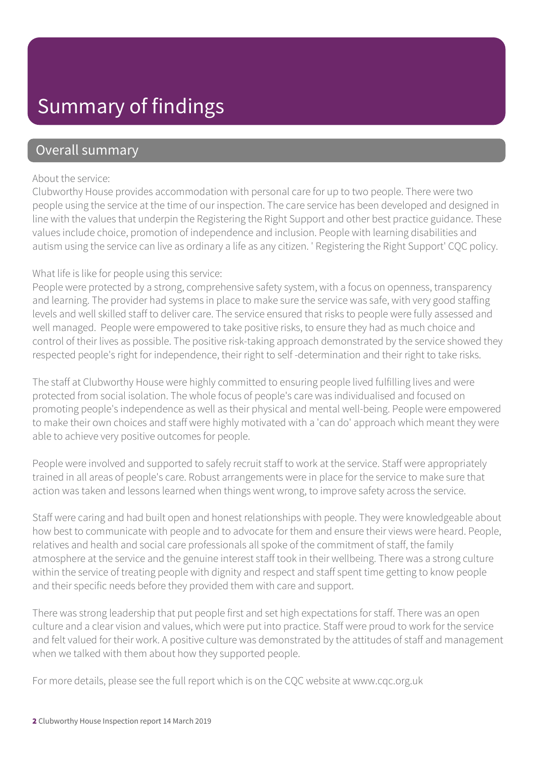# Summary of findings

## Overall summary

About the service:
Clubworthy House provides accommodation with personal care for up to two people. There were two people using the service at the time of our inspection. The care service has been developed and designed in line with the values that underpin the Registering the Right Support and other best practice guidance. These values include choice, promotion of independence and inclusion. People with learning disabilities and autism using the service can live as ordinary a life as any citizen. ' Registering the Right Support' CQC policy.

What life is like for people using this service:
People were protected by a strong, comprehensive safety system, with a focus on openness, transparency and learning. The provider had systems in place to make sure the service was safe, with very good staffing levels and well skilled staff to deliver care. The service ensured that risks to people were fully assessed and well managed. People were empowered to take positive risks, to ensure they had as much choice and control of their lives as possible. The positive risk-taking approach demonstrated by the service showed they respected people's right for independence, their right to self -determination and their right to take risks.

The staff at Clubworthy House were highly committed to ensuring people lived fulfilling lives and were protected from social isolation. The whole focus of people's care was individualised and focused on promoting people's independence as well as their physical and mental well-being. People were empowered to make their own choices and staff were highly motivated with a 'can do' approach which meant they were able to achieve very positive outcomes for people.

People were involved and supported to safely recruit staff to work at the service. Staff were appropriately trained in all areas of people's care. Robust arrangements were in place for the service to make sure that action was taken and lessons learned when things went wrong, to improve safety across the service.

Staff were caring and had built open and honest relationships with people. They were knowledgeable about how best to communicate with people and to advocate for them and ensure their views were heard. People, relatives and health and social care professionals all spoke of the commitment of staff, the family atmosphere at the service and the genuine interest staff took in their wellbeing. There was a strong culture within the service of treating people with dignity and respect and staff spent time getting to know people and their specific needs before they provided them with care and support.

There was strong leadership that put people first and set high expectations for staff. There was an open culture and a clear vision and values, which were put into practice. Staff were proud to work for the service and felt valued for their work. A positive culture was demonstrated by the attitudes of staff and management when we talked with them about how they supported people.

For more details, please see the full report which is on the CQC website at www.cqc.org.uk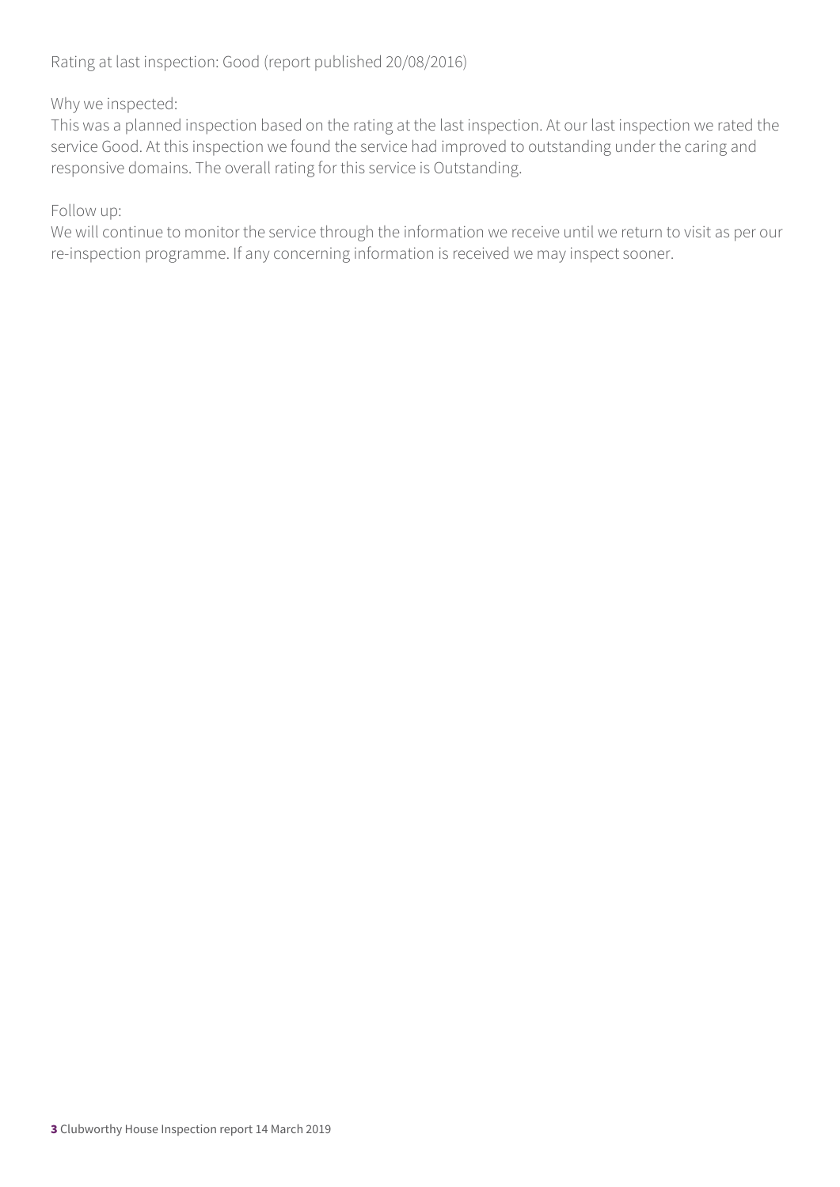Rating at last inspection: Good (report published 20/08/2016)

Why we inspected:
This was a planned inspection based on the rating at the last inspection. At our last inspection we rated the service Good. At this inspection we found the service had improved to outstanding under the caring and responsive domains. The overall rating for this service is Outstanding.

Follow up:
We will continue to monitor the service through the information we receive until we return to visit as per our re-inspection programme. If any concerning information is received we may inspect sooner.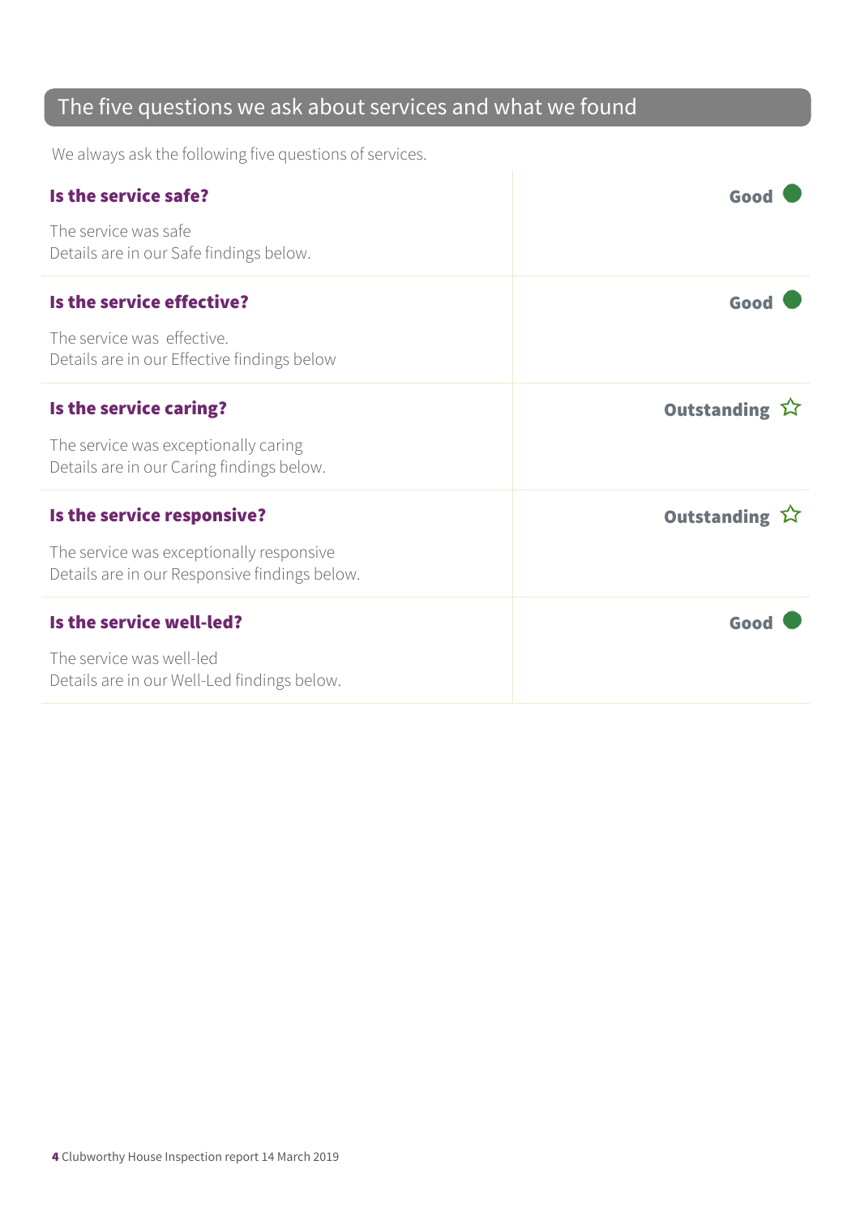## The five questions we ask about services and what we found

We always ask the following five questions of services.

### Is the service safe?

**Good**

The service was safe
Details are in our Safe findings below.

### Is the service effective?

**Good**

The service was effective.
Details are in our Effective findings below

### Is the service caring?

**Outstanding** ☆

The service was exceptionally caring
Details are in our Caring findings below.

### Is the service responsive?

**Outstanding** ☆

The service was exceptionally responsive
Details are in our Responsive findings below.

### Is the service well-led?

**Good**

The service was well-led
Details are in our Well-Led findings below.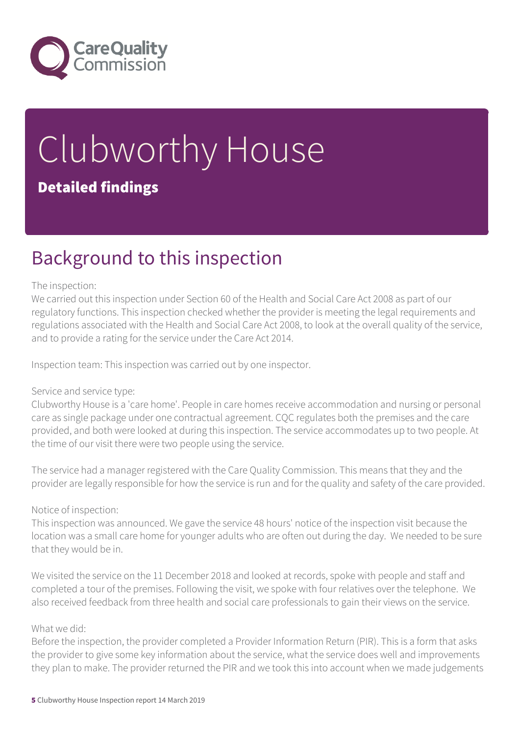# Clubworthy House

**Detailed findings**

## Background to this inspection

The inspection:
We carried out this inspection under Section 60 of the Health and Social Care Act 2008 as part of our regulatory functions. This inspection checked whether the provider is meeting the legal requirements and regulations associated with the Health and Social Care Act 2008, to look at the overall quality of the service, and to provide a rating for the service under the Care Act 2014.

Inspection team: This inspection was carried out by one inspector.

Service and service type:
Clubworthy House is a 'care home'. People in care homes receive accommodation and nursing or personal care as single package under one contractual agreement. CQC regulates both the premises and the care provided, and both were looked at during this inspection. The service accommodates up to two people. At the time of our visit there were two people using the service.

The service had a manager registered with the Care Quality Commission. This means that they and the provider are legally responsible for how the service is run and for the quality and safety of the care provided.

Notice of inspection:
This inspection was announced. We gave the service 48 hours' notice of the inspection visit because the location was a small care home for younger adults who are often out during the day. We needed to be sure that they would be in.

We visited the service on the 11 December 2018 and looked at records, spoke with people and staff and completed a tour of the premises. Following the visit, we spoke with four relatives over the telephone. We also received feedback from three health and social care professionals to gain their views on the service.

What we did:
Before the inspection, the provider completed a Provider Information Return (PIR). This is a form that asks the provider to give some key information about the service, what the service does well and improvements they plan to make. The provider returned the PIR and we took this into account when we made judgements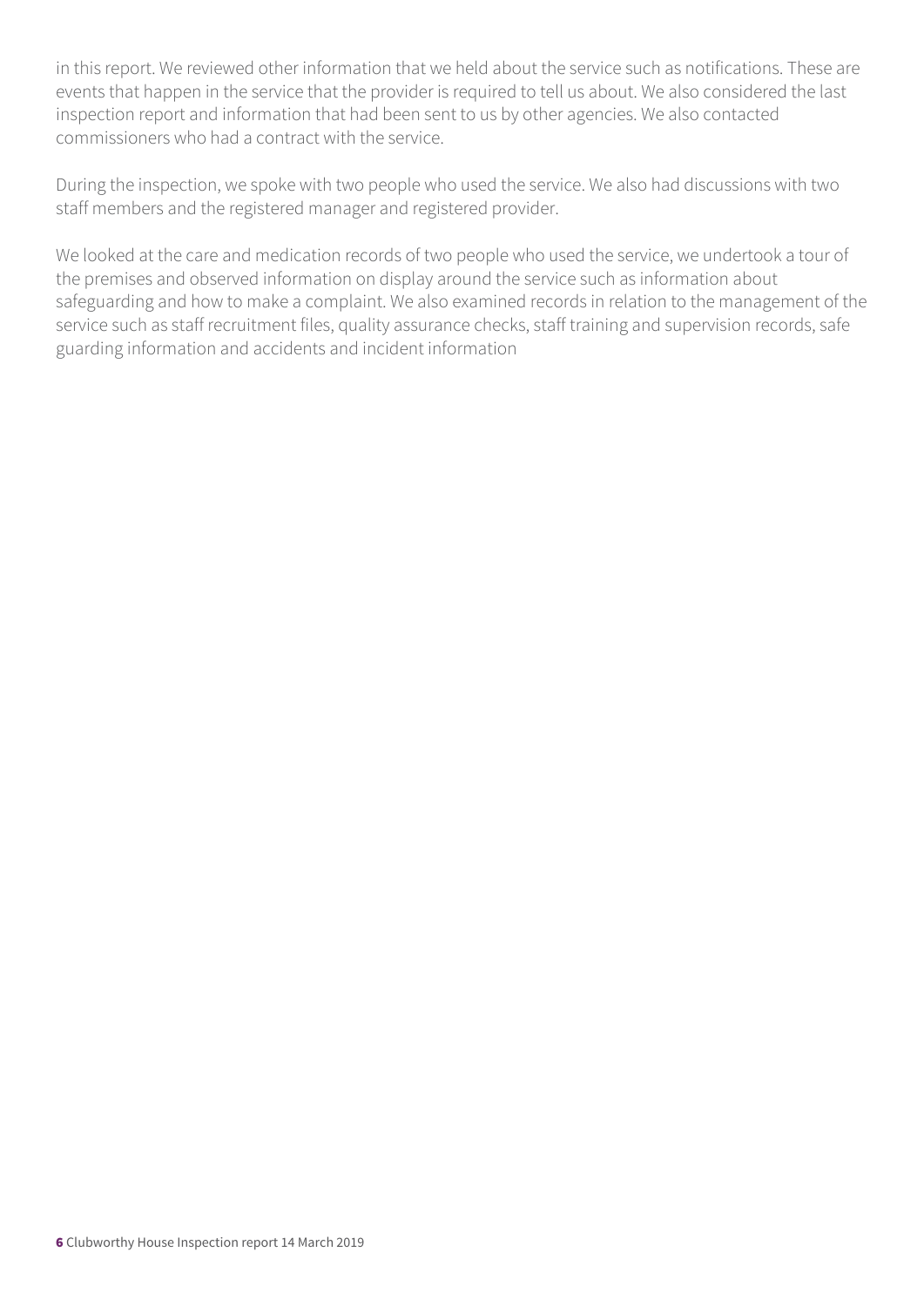in this report. We reviewed other information that we held about the service such as notifications. These are events that happen in the service that the provider is required to tell us about. We also considered the last inspection report and information that had been sent to us by other agencies. We also contacted commissioners who had a contract with the service.

During the inspection, we spoke with two people who used the service. We also had discussions with two staff members and the registered manager and registered provider.

We looked at the care and medication records of two people who used the service, we undertook a tour of the premises and observed information on display around the service such as information about safeguarding and how to make a complaint. We also examined records in relation to the management of the service such as staff recruitment files, quality assurance checks, staff training and supervision records, safe guarding information and accidents and incident information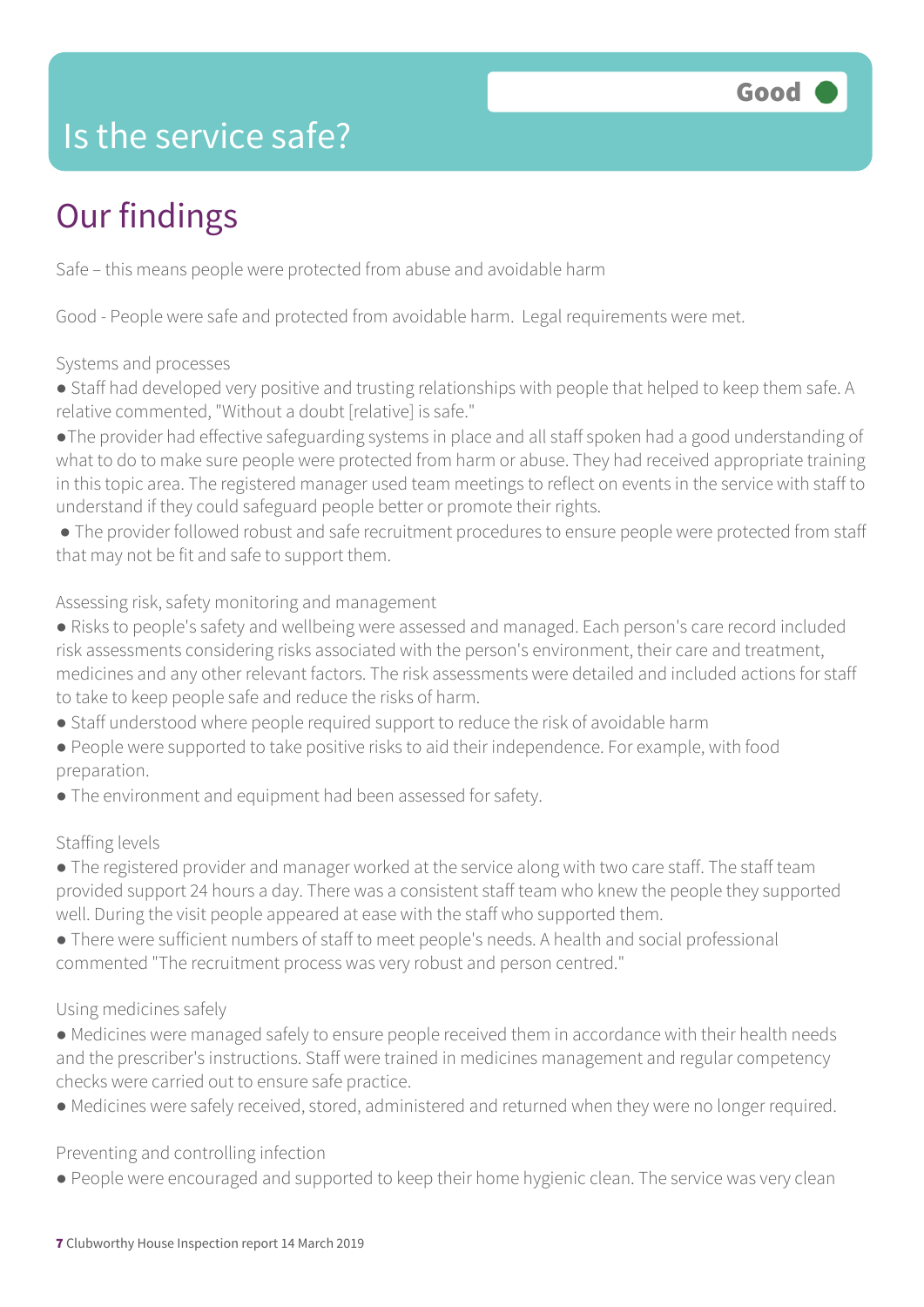# Is the service safe?

**Good**

## Our findings

Safe – this means people were protected from abuse and avoidable harm

Good - People were safe and protected from avoidable harm. Legal requirements were met.

Systems and processes

- Staff had developed very positive and trusting relationships with people that helped to keep them safe. A relative commented, "Without a doubt [relative] is safe."
- The provider had effective safeguarding systems in place and all staff spoken had a good understanding of what to do to make sure people were protected from harm or abuse. They had received appropriate training in this topic area. The registered manager used team meetings to reflect on events in the service with staff to understand if they could safeguard people better or promote their rights.
- The provider followed robust and safe recruitment procedures to ensure people were protected from staff that may not be fit and safe to support them.

Assessing risk, safety monitoring and management

- Risks to people's safety and wellbeing were assessed and managed. Each person's care record included risk assessments considering risks associated with the person's environment, their care and treatment, medicines and any other relevant factors. The risk assessments were detailed and included actions for staff to take to keep people safe and reduce the risks of harm.
- Staff understood where people required support to reduce the risk of avoidable harm
- People were supported to take positive risks to aid their independence. For example, with food preparation.
- The environment and equipment had been assessed for safety.

Staffing levels

- The registered provider and manager worked at the service along with two care staff. The staff team provided support 24 hours a day. There was a consistent staff team who knew the people they supported well. During the visit people appeared at ease with the staff who supported them.
- There were sufficient numbers of staff to meet people's needs. A health and social professional commented "The recruitment process was very robust and person centred."

Using medicines safely

- Medicines were managed safely to ensure people received them in accordance with their health needs and the prescriber's instructions. Staff were trained in medicines management and regular competency checks were carried out to ensure safe practice.
- Medicines were safely received, stored, administered and returned when they were no longer required.

Preventing and controlling infection

- People were encouraged and supported to keep their home hygienic clean. The service was very clean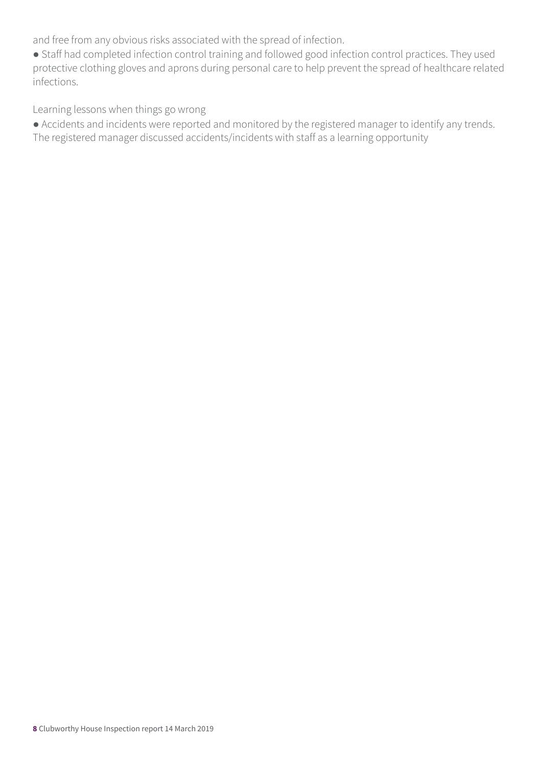and free from any obvious risks associated with the spread of infection.

● Staff had completed infection control training and followed good infection control practices. They used protective clothing gloves and aprons during personal care to help prevent the spread of healthcare related infections.

Learning lessons when things go wrong

● Accidents and incidents were reported and monitored by the registered manager to identify any trends. The registered manager discussed accidents/incidents with staff as a learning opportunity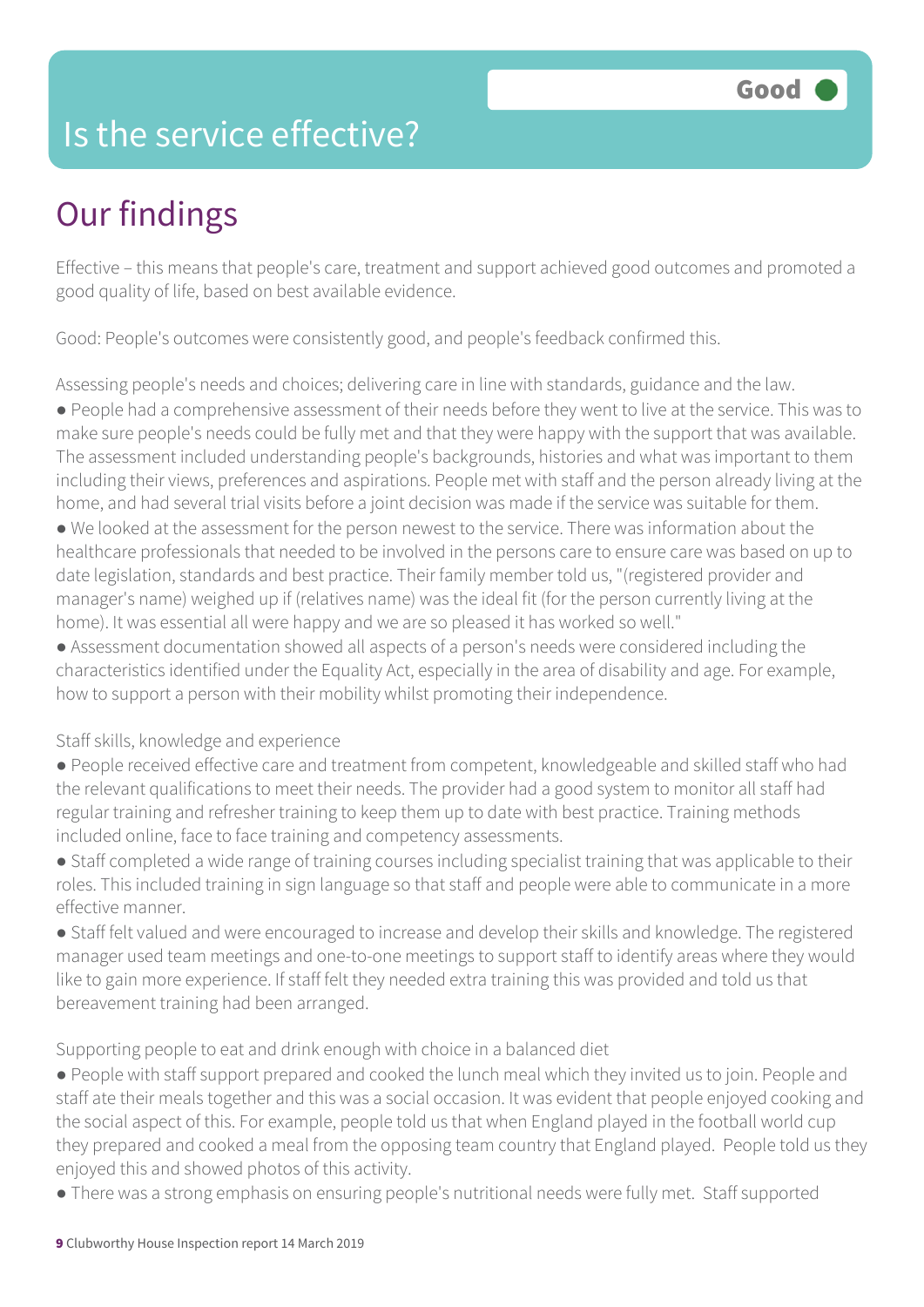# Is the service effective?

**Good**

## Our findings

Effective – this means that people's care, treatment and support achieved good outcomes and promoted a good quality of life, based on best available evidence.

Good: People's outcomes were consistently good, and people's feedback confirmed this.

Assessing people's needs and choices; delivering care in line with standards, guidance and the law.

- People had a comprehensive assessment of their needs before they went to live at the service. This was to make sure people's needs could be fully met and that they were happy with the support that was available. The assessment included understanding people's backgrounds, histories and what was important to them including their views, preferences and aspirations. People met with staff and the person already living at the home, and had several trial visits before a joint decision was made if the service was suitable for them.
- We looked at the assessment for the person newest to the service. There was information about the healthcare professionals that needed to be involved in the persons care to ensure care was based on up to date legislation, standards and best practice. Their family member told us, "(registered provider and manager's name) weighed up if (relatives name) was the ideal fit (for the person currently living at the home). It was essential all were happy and we are so pleased it has worked so well."
- Assessment documentation showed all aspects of a person's needs were considered including the characteristics identified under the Equality Act, especially in the area of disability and age. For example, how to support a person with their mobility whilst promoting their independence.

Staff skills, knowledge and experience

- People received effective care and treatment from competent, knowledgeable and skilled staff who had the relevant qualifications to meet their needs. The provider had a good system to monitor all staff had regular training and refresher training to keep them up to date with best practice. Training methods included online, face to face training and competency assessments.
- Staff completed a wide range of training courses including specialist training that was applicable to their roles. This included training in sign language so that staff and people were able to communicate in a more effective manner.
- Staff felt valued and were encouraged to increase and develop their skills and knowledge. The registered manager used team meetings and one-to-one meetings to support staff to identify areas where they would like to gain more experience. If staff felt they needed extra training this was provided and told us that bereavement training had been arranged.

Supporting people to eat and drink enough with choice in a balanced diet

- People with staff support prepared and cooked the lunch meal which they invited us to join. People and staff ate their meals together and this was a social occasion. It was evident that people enjoyed cooking and the social aspect of this. For example, people told us that when England played in the football world cup they prepared and cooked a meal from the opposing team country that England played. People told us they enjoyed this and showed photos of this activity.
- There was a strong emphasis on ensuring people's nutritional needs were fully met. Staff supported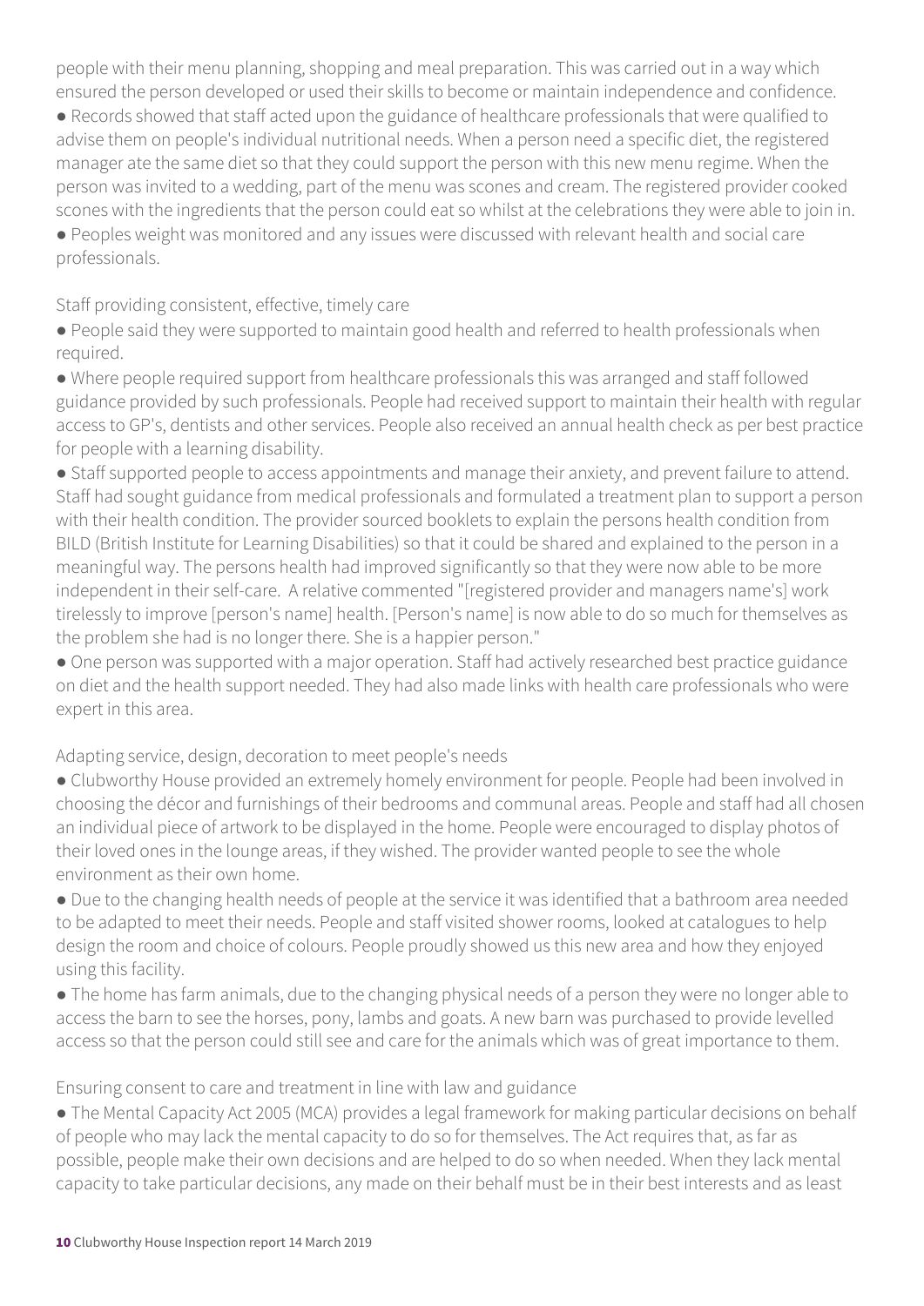people with their menu planning, shopping and meal preparation. This was carried out in a way which ensured the person developed or used their skills to become or maintain independence and confidence.

- Records showed that staff acted upon the guidance of healthcare professionals that were qualified to advise them on people's individual nutritional needs. When a person need a specific diet, the registered manager ate the same diet so that they could support the person with this new menu regime. When the person was invited to a wedding, part of the menu was scones and cream. The registered provider cooked scones with the ingredients that the person could eat so whilst at the celebrations they were able to join in.
- Peoples weight was monitored and any issues were discussed with relevant health and social care professionals.

Staff providing consistent, effective, timely care

- People said they were supported to maintain good health and referred to health professionals when required.
- Where people required support from healthcare professionals this was arranged and staff followed guidance provided by such professionals. People had received support to maintain their health with regular access to GP's, dentists and other services. People also received an annual health check as per best practice for people with a learning disability.
- Staff supported people to access appointments and manage their anxiety, and prevent failure to attend. Staff had sought guidance from medical professionals and formulated a treatment plan to support a person with their health condition. The provider sourced booklets to explain the persons health condition from BILD (British Institute for Learning Disabilities) so that it could be shared and explained to the person in a meaningful way. The persons health had improved significantly so that they were now able to be more independent in their self-care. A relative commented "[registered provider and managers name's] work tirelessly to improve [person's name] health. [Person's name] is now able to do so much for themselves as the problem she had is no longer there. She is a happier person."
- One person was supported with a major operation. Staff had actively researched best practice guidance on diet and the health support needed. They had also made links with health care professionals who were expert in this area.

Adapting service, design, decoration to meet people's needs

- Clubworthy House provided an extremely homely environment for people. People had been involved in choosing the décor and furnishings of their bedrooms and communal areas. People and staff had all chosen an individual piece of artwork to be displayed in the home. People were encouraged to display photos of their loved ones in the lounge areas, if they wished. The provider wanted people to see the whole environment as their own home.
- Due to the changing health needs of people at the service it was identified that a bathroom area needed to be adapted to meet their needs. People and staff visited shower rooms, looked at catalogues to help design the room and choice of colours. People proudly showed us this new area and how they enjoyed using this facility.
- The home has farm animals, due to the changing physical needs of a person they were no longer able to access the barn to see the horses, pony, lambs and goats. A new barn was purchased to provide levelled access so that the person could still see and care for the animals which was of great importance to them.

Ensuring consent to care and treatment in line with law and guidance

- The Mental Capacity Act 2005 (MCA) provides a legal framework for making particular decisions on behalf of people who may lack the mental capacity to do so for themselves. The Act requires that, as far as possible, people make their own decisions and are helped to do so when needed. When they lack mental capacity to take particular decisions, any made on their behalf must be in their best interests and as least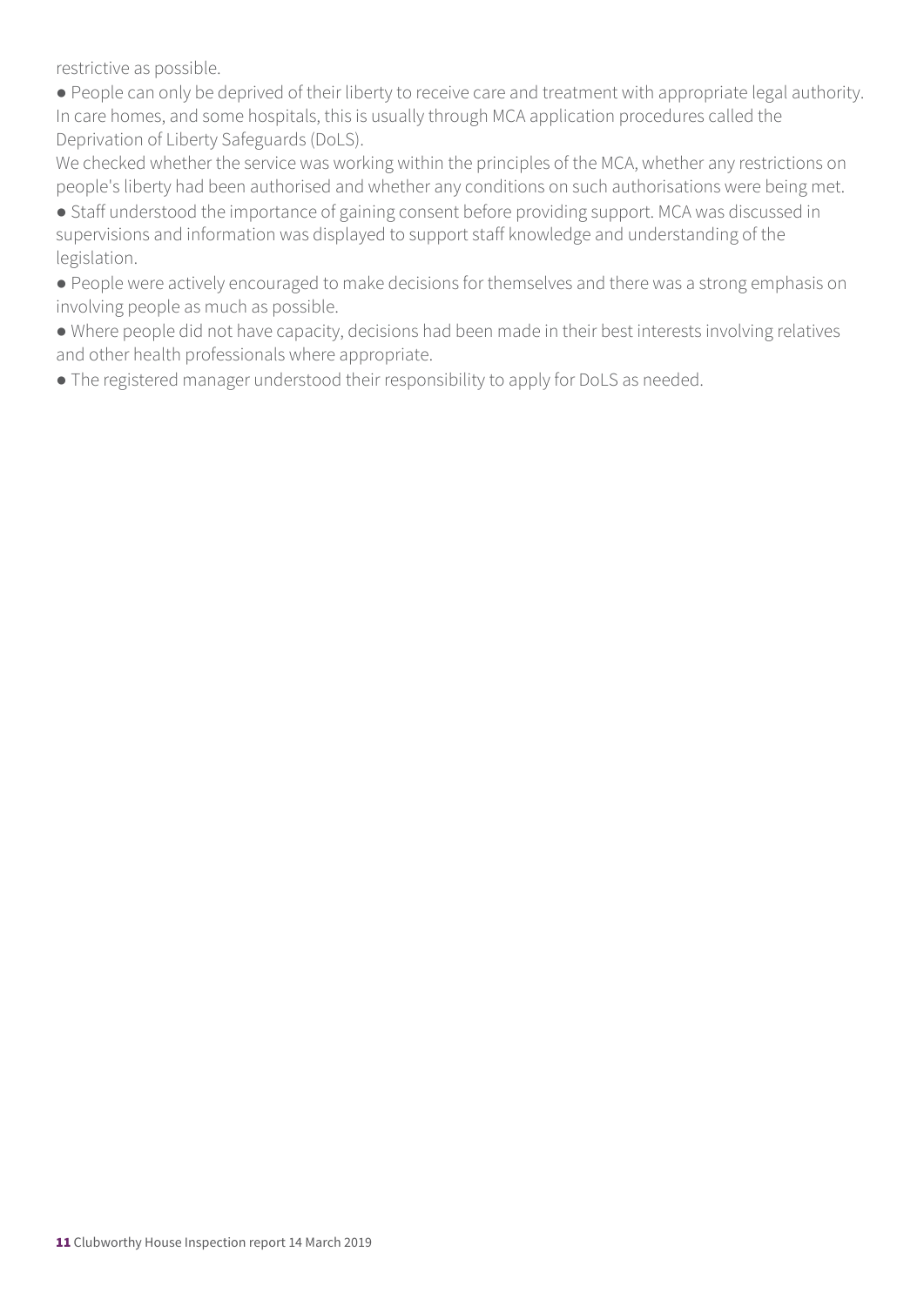restrictive as possible.

- People can only be deprived of their liberty to receive care and treatment with appropriate legal authority. In care homes, and some hospitals, this is usually through MCA application procedures called the Deprivation of Liberty Safeguards (DoLS).

We checked whether the service was working within the principles of the MCA, whether any restrictions on people's liberty had been authorised and whether any conditions on such authorisations were being met.

- Staff understood the importance of gaining consent before providing support. MCA was discussed in supervisions and information was displayed to support staff knowledge and understanding of the legislation.
- People were actively encouraged to make decisions for themselves and there was a strong emphasis on involving people as much as possible.
- Where people did not have capacity, decisions had been made in their best interests involving relatives and other health professionals where appropriate.
- The registered manager understood their responsibility to apply for DoLS as needed.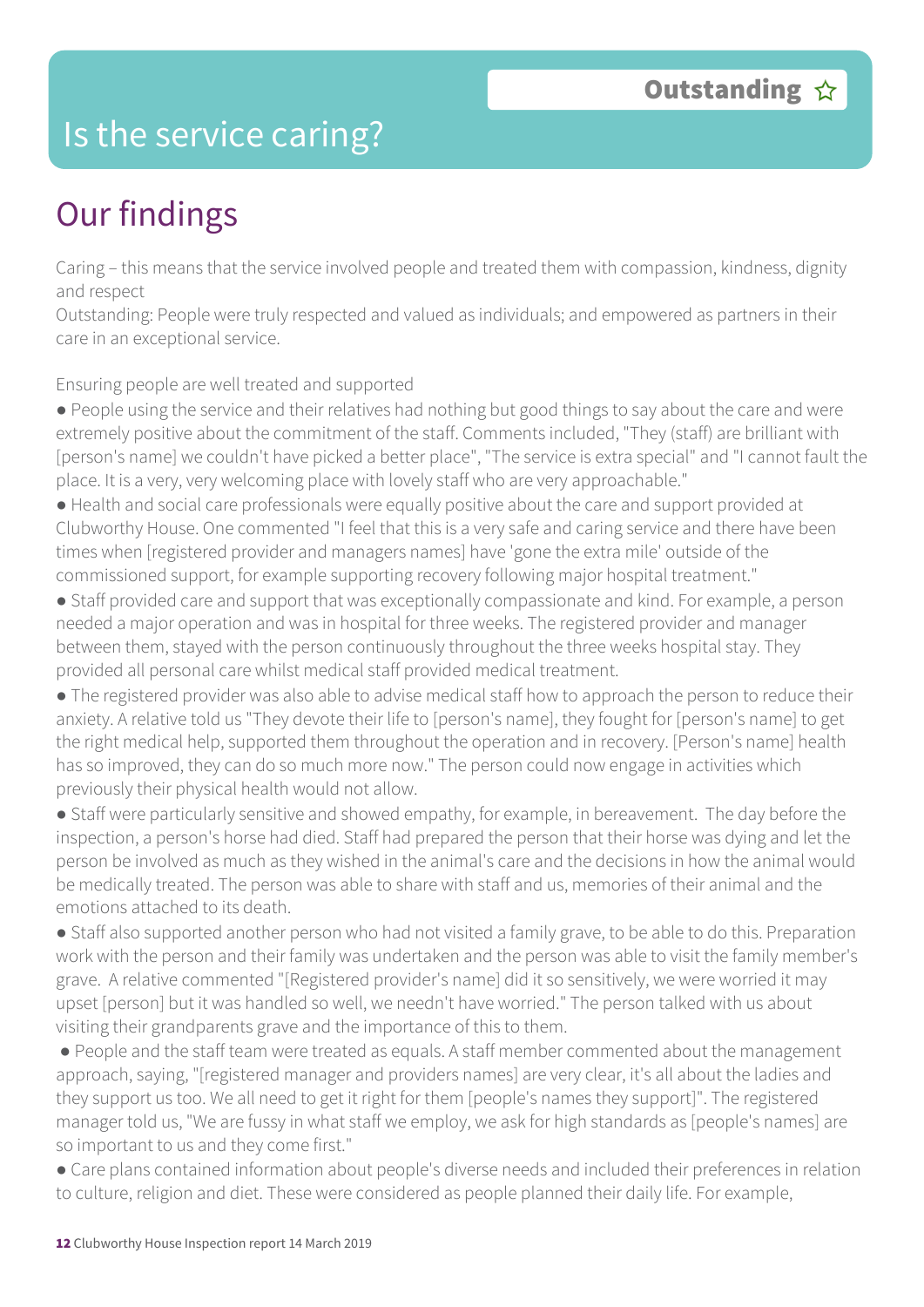# Is the service caring?

**Outstanding** ☆

## Our findings

Caring – this means that the service involved people and treated them with compassion, kindness, dignity and respect
Outstanding: People were truly respected and valued as individuals; and empowered as partners in their care in an exceptional service.

Ensuring people are well treated and supported

- People using the service and their relatives had nothing but good things to say about the care and were extremely positive about the commitment of the staff. Comments included, "They (staff) are brilliant with [person's name] we couldn't have picked a better place", "The service is extra special" and "I cannot fault the place. It is a very, very welcoming place with lovely staff who are very approachable."
- Health and social care professionals were equally positive about the care and support provided at Clubworthy House. One commented "I feel that this is a very safe and caring service and there have been times when [registered provider and managers names] have 'gone the extra mile' outside of the commissioned support, for example supporting recovery following major hospital treatment."
- Staff provided care and support that was exceptionally compassionate and kind. For example, a person needed a major operation and was in hospital for three weeks. The registered provider and manager between them, stayed with the person continuously throughout the three weeks hospital stay. They provided all personal care whilst medical staff provided medical treatment.
- The registered provider was also able to advise medical staff how to approach the person to reduce their anxiety. A relative told us "They devote their life to [person's name], they fought for [person's name] to get the right medical help, supported them throughout the operation and in recovery. [Person's name] health has so improved, they can do so much more now." The person could now engage in activities which previously their physical health would not allow.
- Staff were particularly sensitive and showed empathy, for example, in bereavement. The day before the inspection, a person's horse had died. Staff had prepared the person that their horse was dying and let the person be involved as much as they wished in the animal's care and the decisions in how the animal would be medically treated. The person was able to share with staff and us, memories of their animal and the emotions attached to its death.
- Staff also supported another person who had not visited a family grave, to be able to do this. Preparation work with the person and their family was undertaken and the person was able to visit the family member's grave. A relative commented "[Registered provider's name] did it so sensitively, we were worried it may upset [person] but it was handled so well, we needn't have worried." The person talked with us about visiting their grandparents grave and the importance of this to them.
- People and the staff team were treated as equals. A staff member commented about the management approach, saying, "[registered manager and providers names] are very clear, it's all about the ladies and they support us too. We all need to get it right for them [people's names they support]". The registered manager told us, "We are fussy in what staff we employ, we ask for high standards as [people's names] are so important to us and they come first."
- Care plans contained information about people's diverse needs and included their preferences in relation to culture, religion and diet. These were considered as people planned their daily life. For example,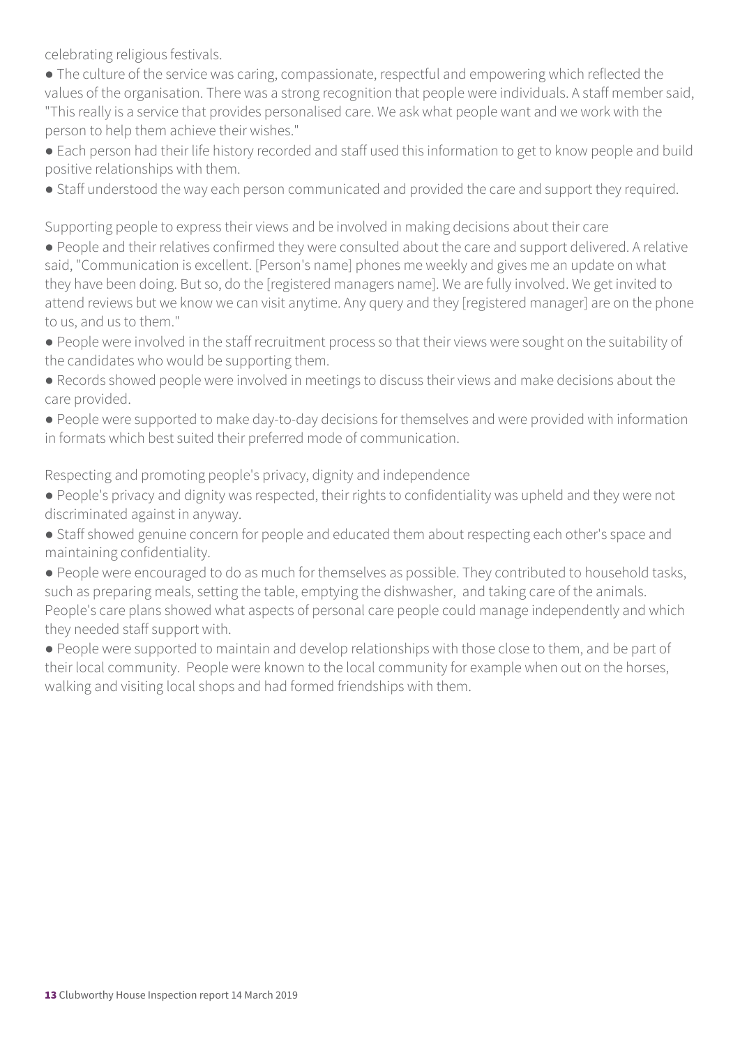celebrating religious festivals.

- The culture of the service was caring, compassionate, respectful and empowering which reflected the values of the organisation. There was a strong recognition that people were individuals. A staff member said, "This really is a service that provides personalised care. We ask what people want and we work with the person to help them achieve their wishes."
- Each person had their life history recorded and staff used this information to get to know people and build positive relationships with them.
- Staff understood the way each person communicated and provided the care and support they required.

Supporting people to express their views and be involved in making decisions about their care

- People and their relatives confirmed they were consulted about the care and support delivered. A relative said, "Communication is excellent. [Person's name] phones me weekly and gives me an update on what they have been doing. But so, do the [registered managers name]. We are fully involved. We get invited to attend reviews but we know we can visit anytime. Any query and they [registered manager] are on the phone to us, and us to them."
- People were involved in the staff recruitment process so that their views were sought on the suitability of the candidates who would be supporting them.
- Records showed people were involved in meetings to discuss their views and make decisions about the care provided.
- People were supported to make day-to-day decisions for themselves and were provided with information in formats which best suited their preferred mode of communication.

Respecting and promoting people's privacy, dignity and independence

- People's privacy and dignity was respected, their rights to confidentiality was upheld and they were not discriminated against in anyway.
- Staff showed genuine concern for people and educated them about respecting each other's space and maintaining confidentiality.
- People were encouraged to do as much for themselves as possible. They contributed to household tasks, such as preparing meals, setting the table, emptying the dishwasher, and taking care of the animals. People's care plans showed what aspects of personal care people could manage independently and which they needed staff support with.
- People were supported to maintain and develop relationships with those close to them, and be part of their local community. People were known to the local community for example when out on the horses, walking and visiting local shops and had formed friendships with them.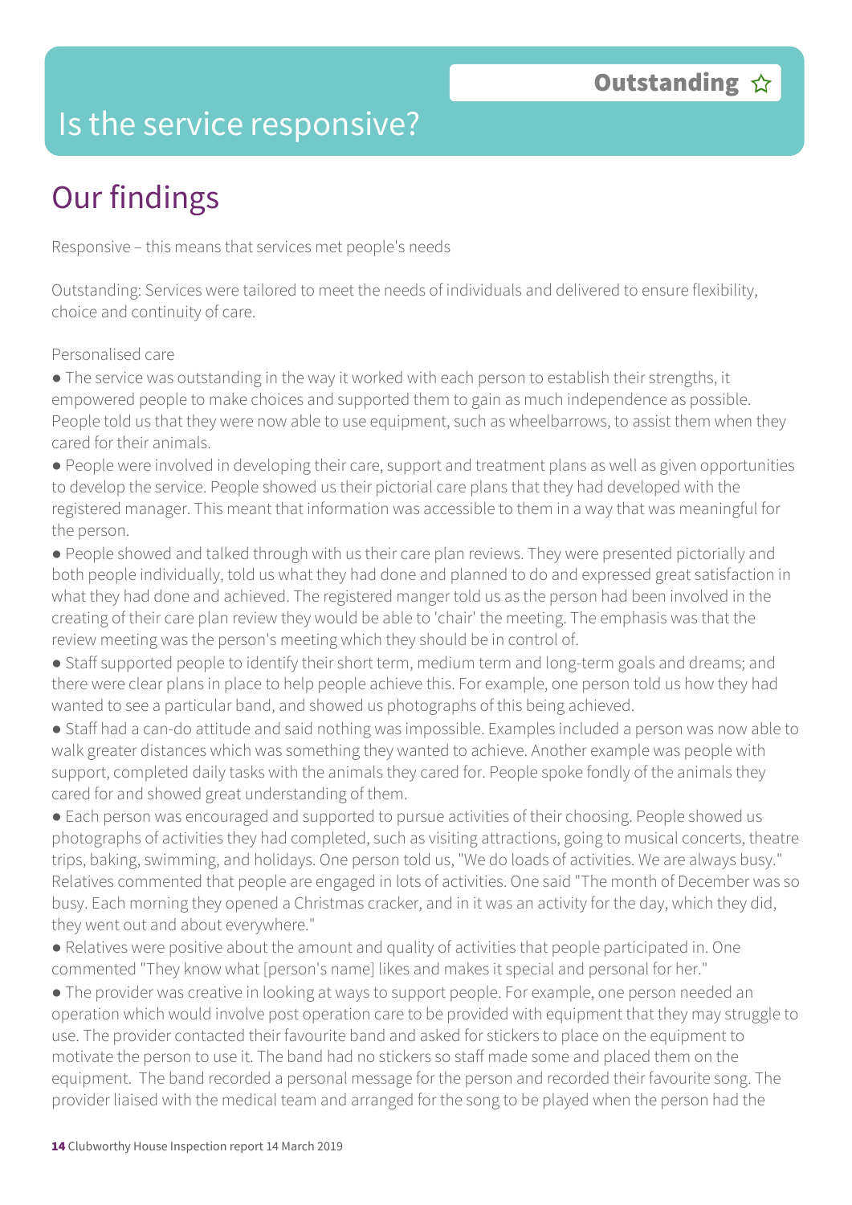# Is the service responsive?

**Outstanding** ☆

## Our findings

Responsive – this means that services met people's needs

Outstanding: Services were tailored to meet the needs of individuals and delivered to ensure flexibility, choice and continuity of care.

Personalised care

- The service was outstanding in the way it worked with each person to establish their strengths, it empowered people to make choices and supported them to gain as much independence as possible. People told us that they were now able to use equipment, such as wheelbarrows, to assist them when they cared for their animals.
- People were involved in developing their care, support and treatment plans as well as given opportunities to develop the service. People showed us their pictorial care plans that they had developed with the registered manager. This meant that information was accessible to them in a way that was meaningful for the person.
- People showed and talked through with us their care plan reviews. They were presented pictorially and both people individually, told us what they had done and planned to do and expressed great satisfaction in what they had done and achieved. The registered manger told us as the person had been involved in the creating of their care plan review they would be able to 'chair' the meeting. The emphasis was that the review meeting was the person's meeting which they should be in control of.
- Staff supported people to identify their short term, medium term and long-term goals and dreams; and there were clear plans in place to help people achieve this. For example, one person told us how they had wanted to see a particular band, and showed us photographs of this being achieved.
- Staff had a can-do attitude and said nothing was impossible. Examples included a person was now able to walk greater distances which was something they wanted to achieve. Another example was people with support, completed daily tasks with the animals they cared for. People spoke fondly of the animals they cared for and showed great understanding of them.
- Each person was encouraged and supported to pursue activities of their choosing. People showed us photographs of activities they had completed, such as visiting attractions, going to musical concerts, theatre trips, baking, swimming, and holidays. One person told us, "We do loads of activities. We are always busy." Relatives commented that people are engaged in lots of activities. One said "The month of December was so busy. Each morning they opened a Christmas cracker, and in it was an activity for the day, which they did, they went out and about everywhere."
- Relatives were positive about the amount and quality of activities that people participated in. One commented "They know what [person's name] likes and makes it special and personal for her."
- The provider was creative in looking at ways to support people. For example, one person needed an operation which would involve post operation care to be provided with equipment that they may struggle to use. The provider contacted their favourite band and asked for stickers to place on the equipment to motivate the person to use it. The band had no stickers so staff made some and placed them on the equipment. The band recorded a personal message for the person and recorded their favourite song. The provider liaised with the medical team and arranged for the song to be played when the person had the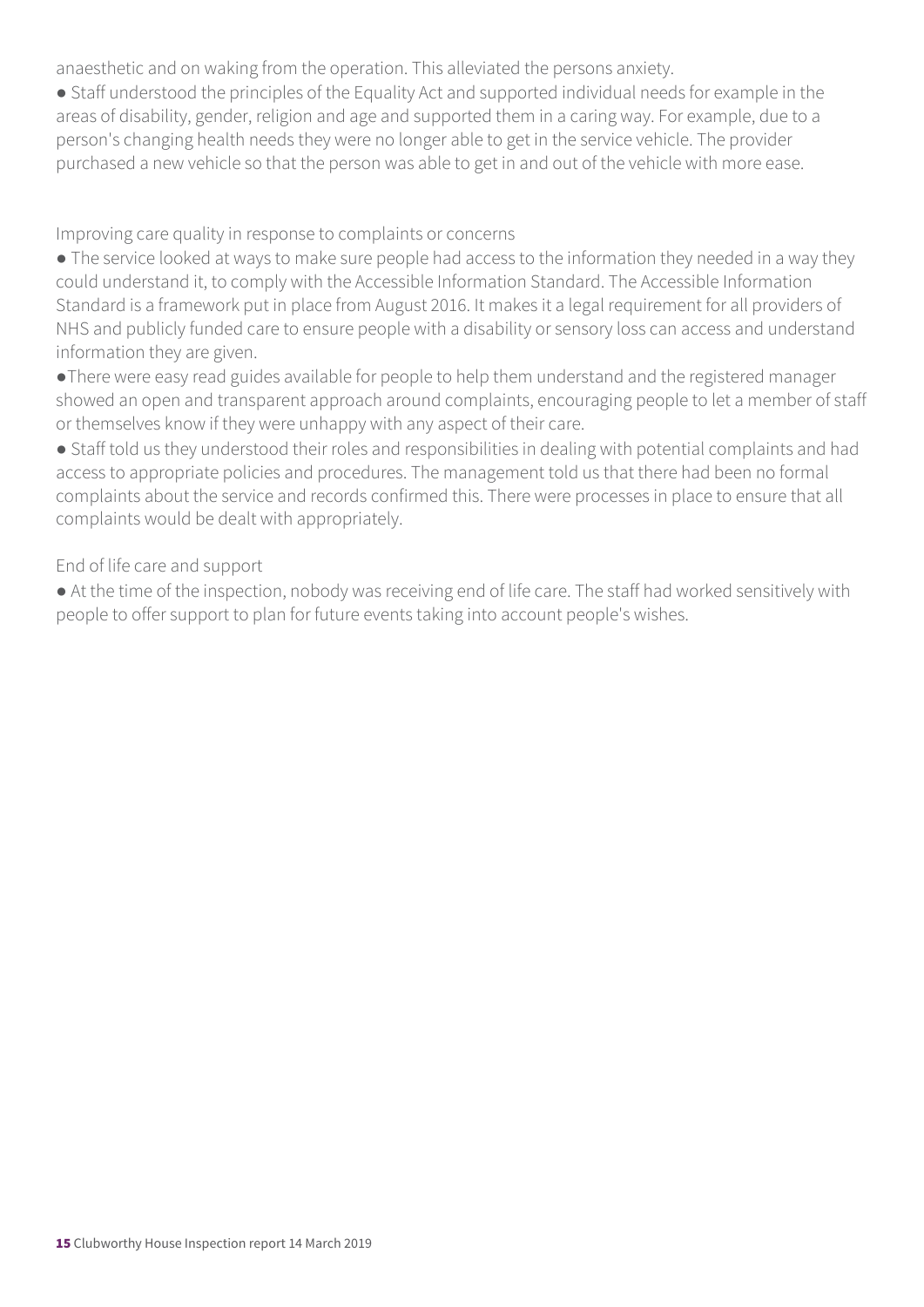anaesthetic and on waking from the operation. This alleviated the persons anxiety.

- Staff understood the principles of the Equality Act and supported individual needs for example in the areas of disability, gender, religion and age and supported them in a caring way. For example, due to a person's changing health needs they were no longer able to get in the service vehicle. The provider purchased a new vehicle so that the person was able to get in and out of the vehicle with more ease.

Improving care quality in response to complaints or concerns

- The service looked at ways to make sure people had access to the information they needed in a way they could understand it, to comply with the Accessible Information Standard. The Accessible Information Standard is a framework put in place from August 2016. It makes it a legal requirement for all providers of NHS and publicly funded care to ensure people with a disability or sensory loss can access and understand information they are given.
- There were easy read guides available for people to help them understand and the registered manager showed an open and transparent approach around complaints, encouraging people to let a member of staff or themselves know if they were unhappy with any aspect of their care.
- Staff told us they understood their roles and responsibilities in dealing with potential complaints and had access to appropriate policies and procedures. The management told us that there had been no formal complaints about the service and records confirmed this. There were processes in place to ensure that all complaints would be dealt with appropriately.

End of life care and support

- At the time of the inspection, nobody was receiving end of life care. The staff had worked sensitively with people to offer support to plan for future events taking into account people's wishes.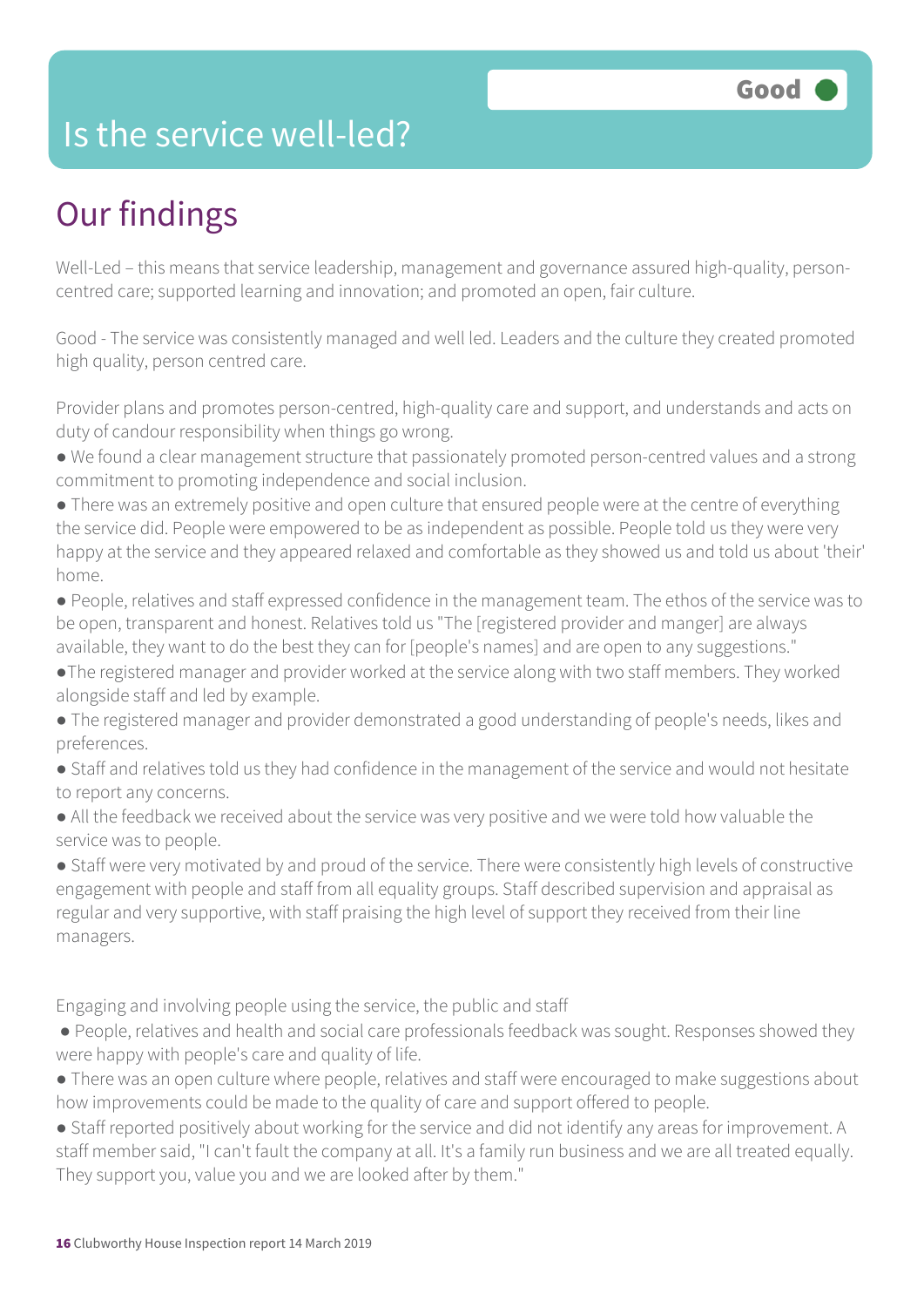# Is the service well-led?

**Good**

## Our findings

Well-Led – this means that service leadership, management and governance assured high-quality, person-centred care; supported learning and innovation; and promoted an open, fair culture.

Good - The service was consistently managed and well led. Leaders and the culture they created promoted high quality, person centred care.

Provider plans and promotes person-centred, high-quality care and support, and understands and acts on duty of candour responsibility when things go wrong.

- We found a clear management structure that passionately promoted person-centred values and a strong commitment to promoting independence and social inclusion.
- There was an extremely positive and open culture that ensured people were at the centre of everything the service did. People were empowered to be as independent as possible. People told us they were very happy at the service and they appeared relaxed and comfortable as they showed us and told us about 'their' home.
- People, relatives and staff expressed confidence in the management team. The ethos of the service was to be open, transparent and honest. Relatives told us "The [registered provider and manger] are always available, they want to do the best they can for [people's names] and are open to any suggestions."
- The registered manager and provider worked at the service along with two staff members. They worked alongside staff and led by example.
- The registered manager and provider demonstrated a good understanding of people's needs, likes and preferences.
- Staff and relatives told us they had confidence in the management of the service and would not hesitate to report any concerns.
- All the feedback we received about the service was very positive and we were told how valuable the service was to people.
- Staff were very motivated by and proud of the service. There were consistently high levels of constructive engagement with people and staff from all equality groups. Staff described supervision and appraisal as regular and very supportive, with staff praising the high level of support they received from their line managers.

Engaging and involving people using the service, the public and staff

- People, relatives and health and social care professionals feedback was sought. Responses showed they were happy with people's care and quality of life.
- There was an open culture where people, relatives and staff were encouraged to make suggestions about how improvements could be made to the quality of care and support offered to people.
- Staff reported positively about working for the service and did not identify any areas for improvement. A staff member said, "I can't fault the company at all. It's a family run business and we are all treated equally. They support you, value you and we are looked after by them."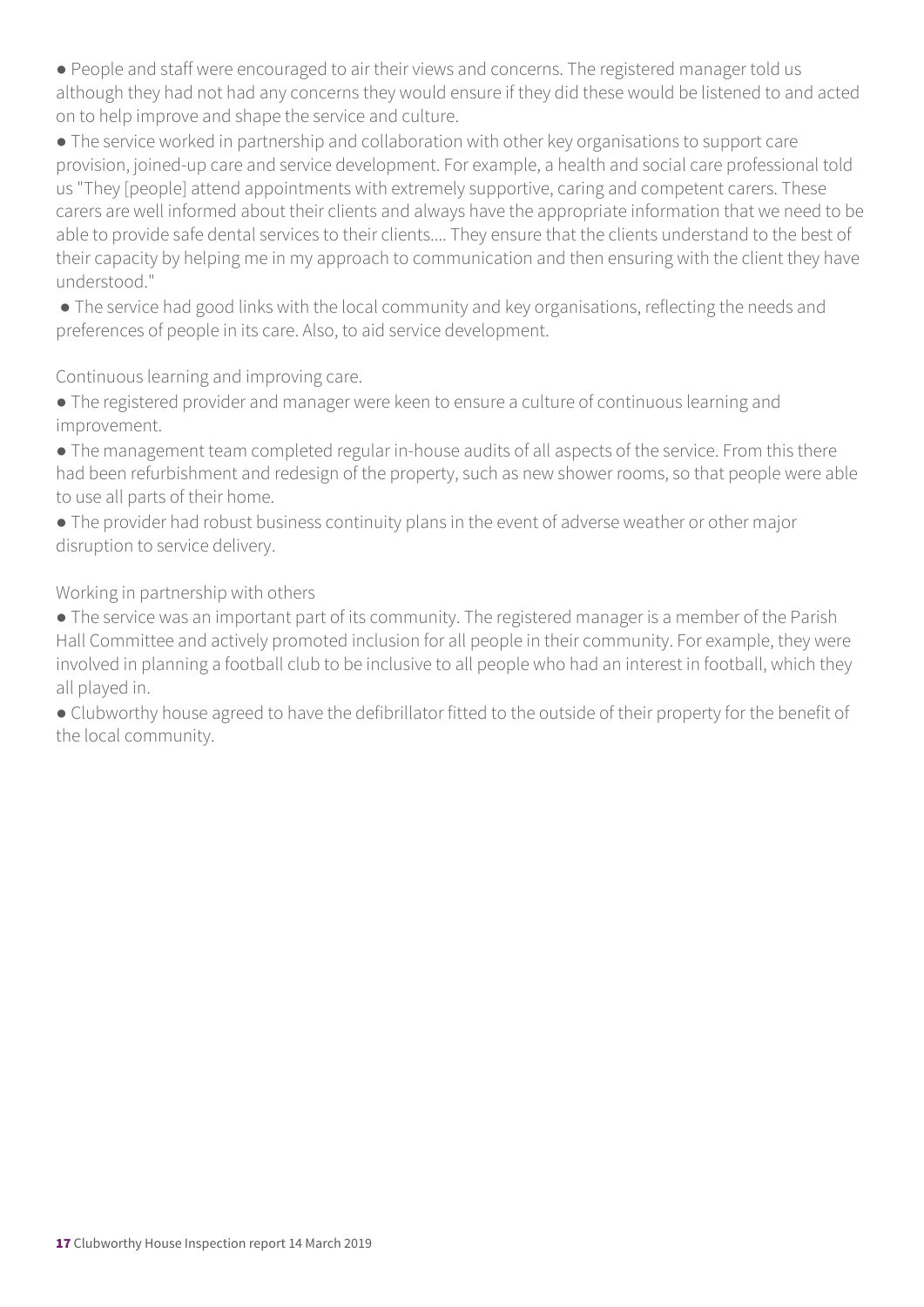- People and staff were encouraged to air their views and concerns. The registered manager told us although they had not had any concerns they would ensure if they did these would be listened to and acted on to help improve and shape the service and culture.
- The service worked in partnership and collaboration with other key organisations to support care provision, joined-up care and service development. For example, a health and social care professional told us "They [people] attend appointments with extremely supportive, caring and competent carers. These carers are well informed about their clients and always have the appropriate information that we need to be able to provide safe dental services to their clients.... They ensure that the clients understand to the best of their capacity by helping me in my approach to communication and then ensuring with the client they have understood."
- The service had good links with the local community and key organisations, reflecting the needs and preferences of people in its care. Also, to aid service development.

Continuous learning and improving care.

- The registered provider and manager were keen to ensure a culture of continuous learning and improvement.
- The management team completed regular in-house audits of all aspects of the service. From this there had been refurbishment and redesign of the property, such as new shower rooms, so that people were able to use all parts of their home.
- The provider had robust business continuity plans in the event of adverse weather or other major disruption to service delivery.

Working in partnership with others

- The service was an important part of its community. The registered manager is a member of the Parish Hall Committee and actively promoted inclusion for all people in their community. For example, they were involved in planning a football club to be inclusive to all people who had an interest in football, which they all played in.
- Clubworthy house agreed to have the defibrillator fitted to the outside of their property for the benefit of the local community.